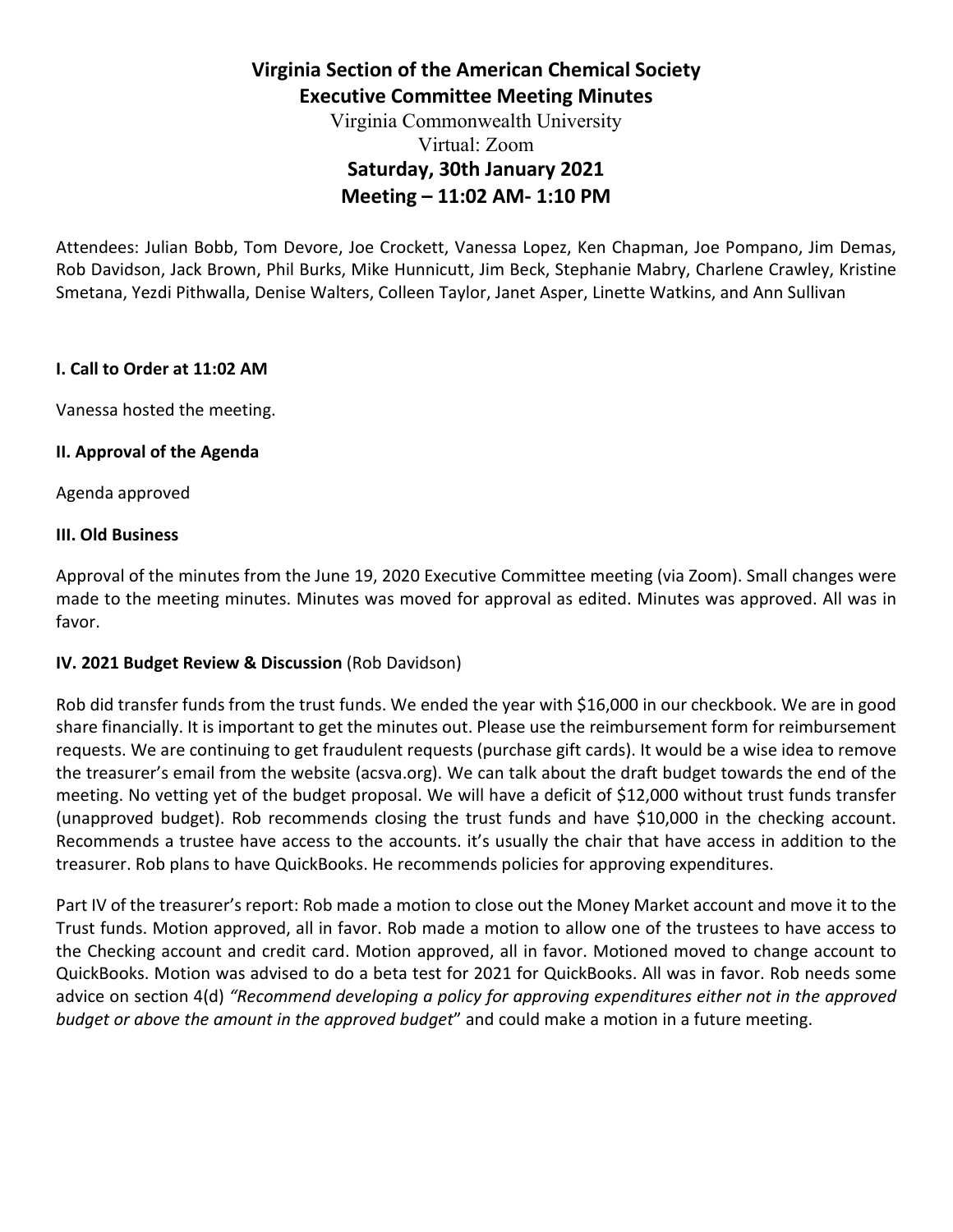# Virginia Section of the American Chemical Society
## Executive Committee Meeting Minutes

Virginia Commonwealth University
Virtual: Zoom

**Saturday, 30th January 2021**
**Meeting – 11:02 AM- 1:10 PM**

Attendees: Julian Bobb, Tom Devore, Joe Crockett, Vanessa Lopez, Ken Chapman, Joe Pompano, Jim Demas, Rob Davidson, Jack Brown, Phil Burks, Mike Hunnicutt, Jim Beck, Stephanie Mabry, Charlene Crawley, Kristine Smetana, Yezdi Pithwalla, Denise Walters, Colleen Taylor, Janet Asper, Linette Watkins, and Ann Sullivan

### I. Call to Order at 11:02 AM

Vanessa hosted the meeting.

### II. Approval of the Agenda

Agenda approved

### III. Old Business

Approval of the minutes from the June 19, 2020 Executive Committee meeting (via Zoom). Small changes were made to the meeting minutes. Minutes was moved for approval as edited. Minutes was approved. All was in favor.

### IV. 2021 Budget Review & Discussion (Rob Davidson)

Rob did transfer funds from the trust funds. We ended the year with $16,000 in our checkbook. We are in good share financially. It is important to get the minutes out. Please use the reimbursement form for reimbursement requests. We are continuing to get fraudulent requests (purchase gift cards). It would be a wise idea to remove the treasurer's email from the website (acsva.org). We can talk about the draft budget towards the end of the meeting. No vetting yet of the budget proposal. We will have a deficit of $12,000 without trust funds transfer (unapproved budget). Rob recommends closing the trust funds and have $10,000 in the checking account. Recommends a trustee have access to the accounts. it's usually the chair that have access in addition to the treasurer. Rob plans to have QuickBooks. He recommends policies for approving expenditures.

Part IV of the treasurer's report: Rob made a motion to close out the Money Market account and move it to the Trust funds. Motion approved, all in favor. Rob made a motion to allow one of the trustees to have access to the Checking account and credit card. Motion approved, all in favor. Motioned moved to change account to QuickBooks. Motion was advised to do a beta test for 2021 for QuickBooks. All was in favor. Rob needs some advice on section 4(d) *"Recommend developing a policy for approving expenditures either not in the approved budget or above the amount in the approved budget*" and could make a motion in a future meeting.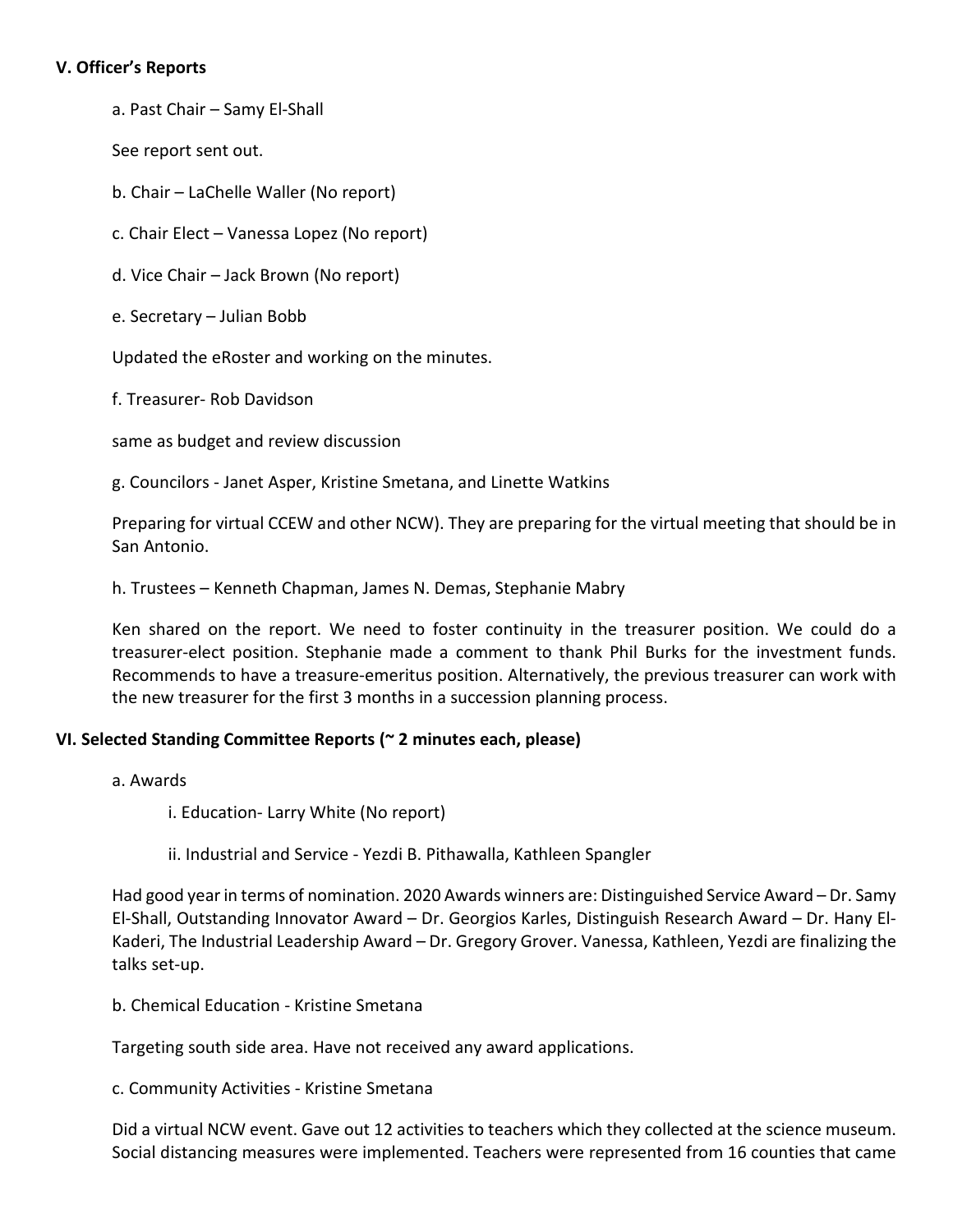**V. Officer's Reports**

a. Past Chair – Samy El-Shall

See report sent out.

b. Chair – LaChelle Waller (No report)

c. Chair Elect – Vanessa Lopez (No report)

d. Vice Chair – Jack Brown (No report)

e. Secretary – Julian Bobb

Updated the eRoster and working on the minutes.

f. Treasurer- Rob Davidson

same as budget and review discussion

g. Councilors - Janet Asper, Kristine Smetana, and Linette Watkins

Preparing for virtual CCEW and other NCW). They are preparing for the virtual meeting that should be in San Antonio.

h. Trustees – Kenneth Chapman, James N. Demas, Stephanie Mabry

Ken shared on the report. We need to foster continuity in the treasurer position. We could do a treasurer-elect position. Stephanie made a comment to thank Phil Burks for the investment funds. Recommends to have a treasure-emeritus position. Alternatively, the previous treasurer can work with the new treasurer for the first 3 months in a succession planning process.

**VI. Selected Standing Committee Reports (~ 2 minutes each, please)**

a. Awards

i. Education- Larry White (No report)

ii. Industrial and Service - Yezdi B. Pithawalla, Kathleen Spangler

Had good year in terms of nomination. 2020 Awards winners are: Distinguished Service Award – Dr. Samy El-Shall, Outstanding Innovator Award – Dr. Georgios Karles, Distinguish Research Award – Dr. Hany El-Kaderi, The Industrial Leadership Award – Dr. Gregory Grover. Vanessa, Kathleen, Yezdi are finalizing the talks set-up.

b. Chemical Education - Kristine Smetana

Targeting south side area. Have not received any award applications.

c. Community Activities - Kristine Smetana

Did a virtual NCW event. Gave out 12 activities to teachers which they collected at the science museum. Social distancing measures were implemented. Teachers were represented from 16 counties that came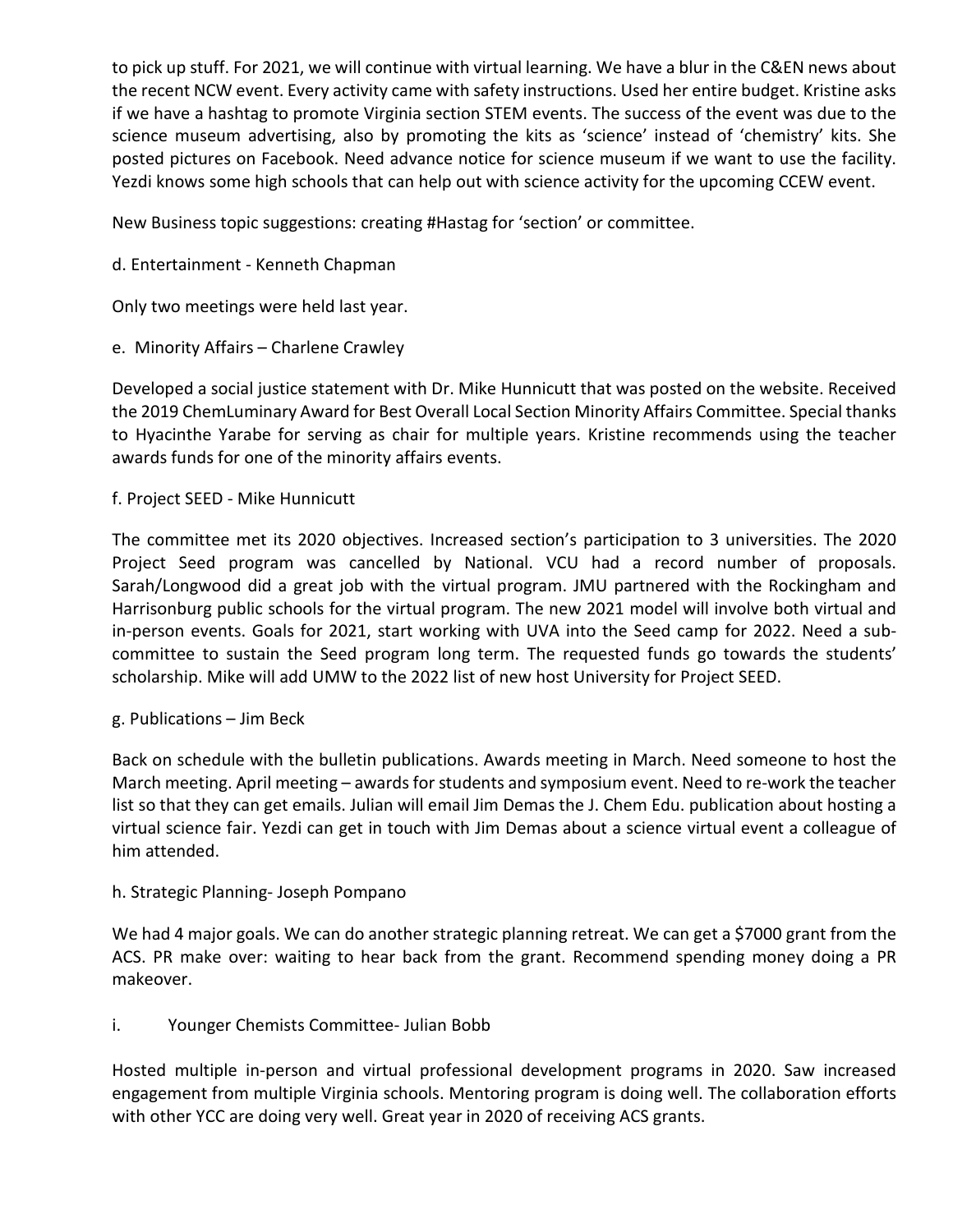to pick up stuff. For 2021, we will continue with virtual learning. We have a blur in the C&EN news about the recent NCW event. Every activity came with safety instructions. Used her entire budget. Kristine asks if we have a hashtag to promote Virginia section STEM events. The success of the event was due to the science museum advertising, also by promoting the kits as 'science' instead of 'chemistry' kits. She posted pictures on Facebook. Need advance notice for science museum if we want to use the facility. Yezdi knows some high schools that can help out with science activity for the upcoming CCEW event.

New Business topic suggestions: creating #Hastag for 'section' or committee.

d. Entertainment - Kenneth Chapman

Only two meetings were held last year.

e. Minority Affairs – Charlene Crawley

Developed a social justice statement with Dr. Mike Hunnicutt that was posted on the website. Received the 2019 ChemLuminary Award for Best Overall Local Section Minority Affairs Committee. Special thanks to Hyacinthe Yarabe for serving as chair for multiple years. Kristine recommends using the teacher awards funds for one of the minority affairs events.

f. Project SEED - Mike Hunnicutt

The committee met its 2020 objectives. Increased section's participation to 3 universities. The 2020 Project Seed program was cancelled by National. VCU had a record number of proposals. Sarah/Longwood did a great job with the virtual program. JMU partnered with the Rockingham and Harrisonburg public schools for the virtual program. The new 2021 model will involve both virtual and in-person events. Goals for 2021, start working with UVA into the Seed camp for 2022. Need a sub-committee to sustain the Seed program long term. The requested funds go towards the students' scholarship. Mike will add UMW to the 2022 list of new host University for Project SEED.

g. Publications – Jim Beck

Back on schedule with the bulletin publications. Awards meeting in March. Need someone to host the March meeting. April meeting – awards for students and symposium event. Need to re-work the teacher list so that they can get emails. Julian will email Jim Demas the J. Chem Edu. publication about hosting a virtual science fair. Yezdi can get in touch with Jim Demas about a science virtual event a colleague of him attended.

h. Strategic Planning- Joseph Pompano

We had 4 major goals. We can do another strategic planning retreat. We can get a $7000 grant from the ACS. PR make over: waiting to hear back from the grant. Recommend spending money doing a PR makeover.

i. Younger Chemists Committee- Julian Bobb

Hosted multiple in-person and virtual professional development programs in 2020. Saw increased engagement from multiple Virginia schools. Mentoring program is doing well. The collaboration efforts with other YCC are doing very well. Great year in 2020 of receiving ACS grants.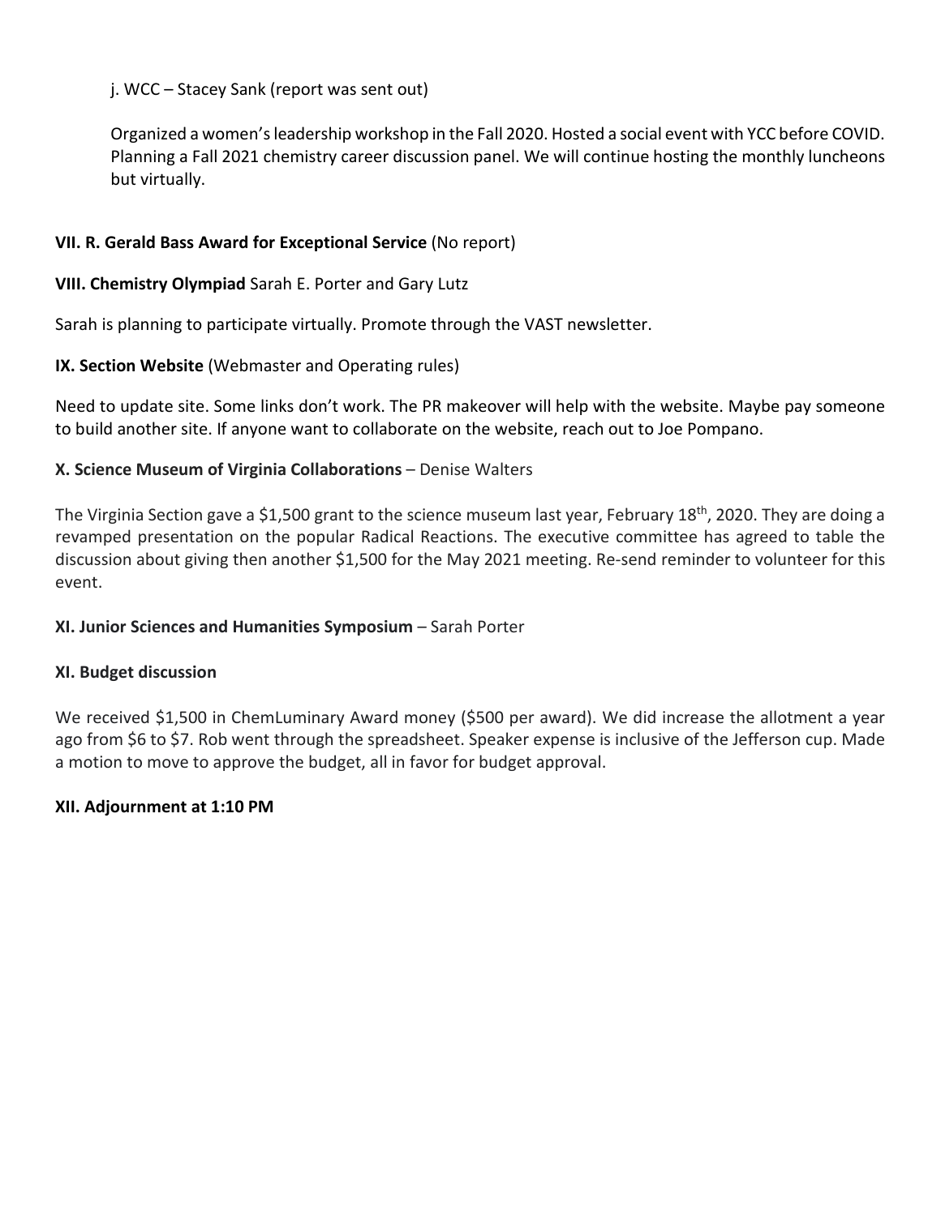j. WCC – Stacey Sank (report was sent out)

Organized a women's leadership workshop in the Fall 2020. Hosted a social event with YCC before COVID. Planning a Fall 2021 chemistry career discussion panel. We will continue hosting the monthly luncheons but virtually.

**VII. R. Gerald Bass Award for Exceptional Service** (No report)

**VIII. Chemistry Olympiad** Sarah E. Porter and Gary Lutz

Sarah is planning to participate virtually. Promote through the VAST newsletter.

**IX. Section Website** (Webmaster and Operating rules)

Need to update site. Some links don't work. The PR makeover will help with the website. Maybe pay someone to build another site. If anyone want to collaborate on the website, reach out to Joe Pompano.

**X. Science Museum of Virginia Collaborations** – Denise Walters

The Virginia Section gave a $1,500 grant to the science museum last year, February 18th, 2020. They are doing a revamped presentation on the popular Radical Reactions. The executive committee has agreed to table the discussion about giving then another $1,500 for the May 2021 meeting. Re-send reminder to volunteer for this event.

**XI. Junior Sciences and Humanities Symposium** – Sarah Porter

**XI. Budget discussion**

We received $1,500 in ChemLuminary Award money ($500 per award). We did increase the allotment a year ago from $6 to $7. Rob went through the spreadsheet. Speaker expense is inclusive of the Jefferson cup. Made a motion to move to approve the budget, all in favor for budget approval.

**XII. Adjournment at 1:10 PM**